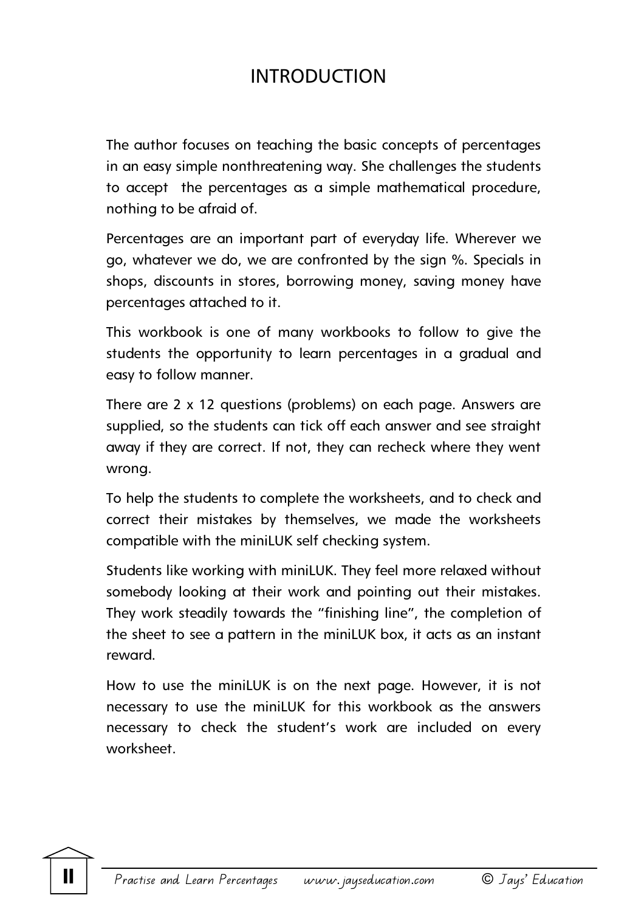# INTRODUCTION

The author focuses on teaching the basic concepts of percentages in an easy simple nonthreatening way. She challenges the students to accept the percentages as a simple mathematical procedure, nothing to be afraid of.

Percentages are an important part of everyday life. Wherever we go, whatever we do, we are confronted by the sign %. Specials in shops, discounts in stores, borrowing money, saving money have percentages attached to it.

This workbook is one of many workbooks to follow to give the students the opportunity to learn percentages in a gradual and easy to follow manner.

There are 2 x 12 questions (problems) on each page. Answers are supplied, so the students can tick off each answer and see straight away if they are correct. If not, they can recheck where they went wrong.

To help the students to complete the worksheets, and to check and correct their mistakes by themselves, we made the worksheets compatible with the miniLUK self checking system.

Students like working with miniLUK. They feel more relaxed without somebody looking at their work and pointing out their mistakes. They work steadily towards the "finishing line", the completion of the sheet to see a pattern in the miniLUK box, it acts as an instant reward.

How to use the miniLUK is on the next page. However, it is not necessary to use the miniLUK for this workbook as the answers necessary to check the student's work are included on every worksheet.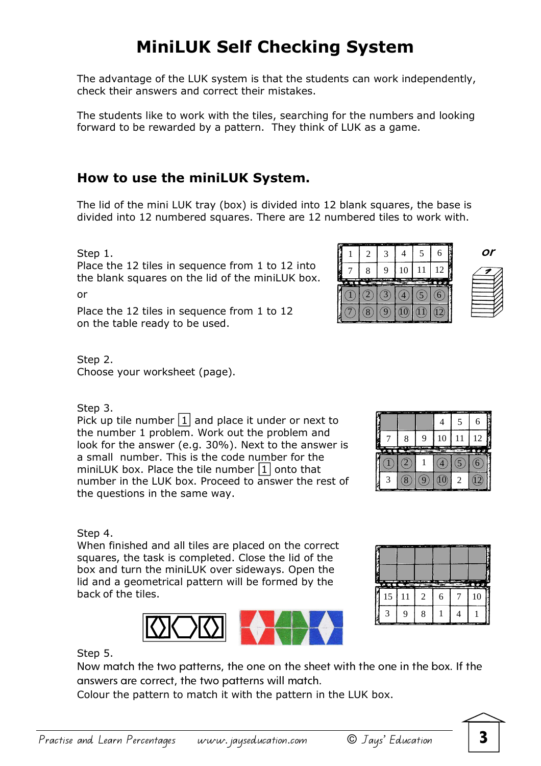# MiniLUK Self Checking System

The advantage of the LUK system is that the students can work independently, check their answers and correct their mistakes.

The students like to work with the tiles, searching for the numbers and looking forward to be rewarded by a pattern. They think of LUK as a game.

## How to use the miniLUK System.

The lid of the mini LUK tray (box) is divided into 12 blank squares, the base is divided into 12 numbered squares. There are 12 numbered tiles to work with.

Step 1.
Place the 12 tiles in sequence from 1 to 12 into the blank squares on the lid of the miniLUK box.

or

Place the 12 tiles in sequence from 1 to 12 on the table ready to be used.

Step 2.
Choose your worksheet (page).

Step 3.
Pick up tile number 1 and place it under or next to the number 1 problem. Work out the problem and look for the answer (e.g. 30%). Next to the answer is a small number. This is the code number for the miniLUK box. Place the tile number 1 onto that number in the LUK box. Proceed to answer the rest of the questions in the same way.

Step 4.
When finished and all tiles are placed on the correct squares, the task is completed. Close the lid of the box and turn the miniLUK over sideways. Open the lid and a geometrical pattern will be formed by the back of the tiles.

Step 5.
Now match the two patterns, the one on the sheet with the one in the box. If the answers are correct, the two patterns will match.
Colour the pattern to match it with the pattern in the LUK box.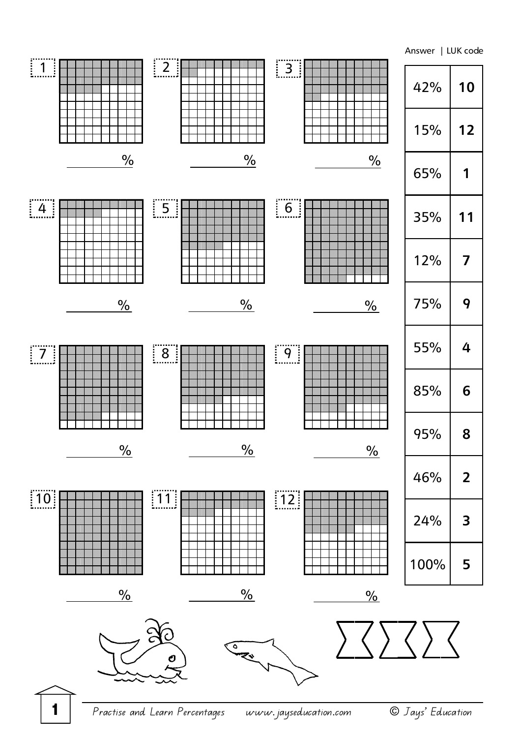Answer | LUK code

| Answer | LUK code |
|---|---|
| 42% | **10** |
| 15% | **12** |
| 65% | **1** |
| 35% | **11** |
| 12% | **7** |
| 75% | **9** |
| 55% | **4** |
| 85% | **6** |
| 95% | **8** |
| 46% | **2** |
| 24% | **3** |
| 100% | **5** |

1 ________ %

2 ________ %

3 ________ %

4 ________ %

5 ________ %

6 ________ %

7 ________ %

8 ________ %

9 ________ %

10 ________ %

11 ________ %

12 ________ %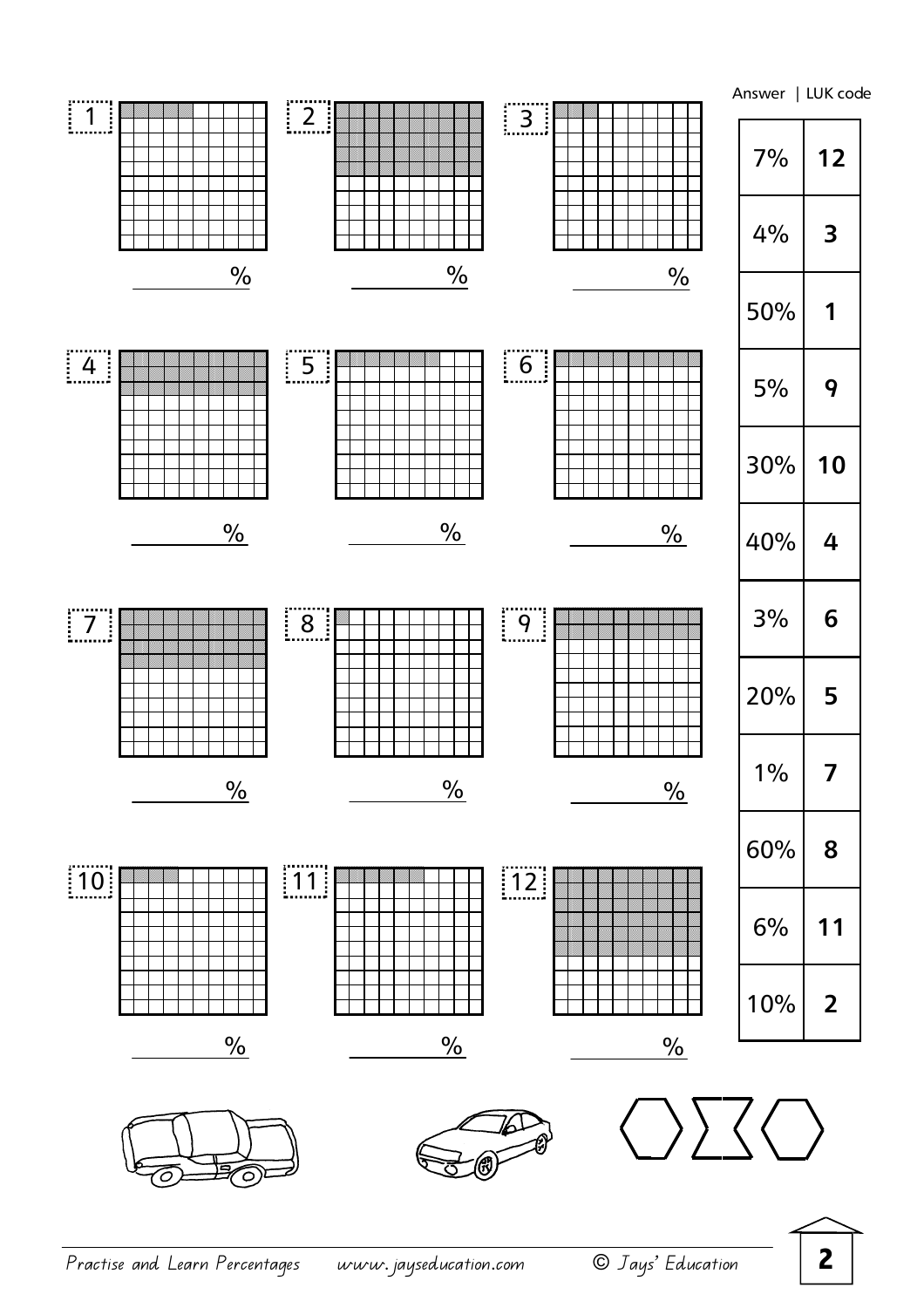1 ____ %

2 ____ %

3 ____ %

4 ____ %

5 ____ %

6 ____ %

7 ____ %

8 ____ %

9 ____ %

10 ____ %

11 ____ %

12 ____ %

| Answer | LUK code |
|---|---|
| 7% | 12 |
| 4% | 3 |
| 50% | 1 |
| 5% | 9 |
| 30% | 10 |
| 40% | 4 |
| 3% | 6 |
| 20% | 5 |
| 1% | 7 |
| 60% | 8 |
| 6% | 11 |
| 10% | 2 |

*Practise and Learn Percentages* *www.jayseducation.com* *© Jays' Education*